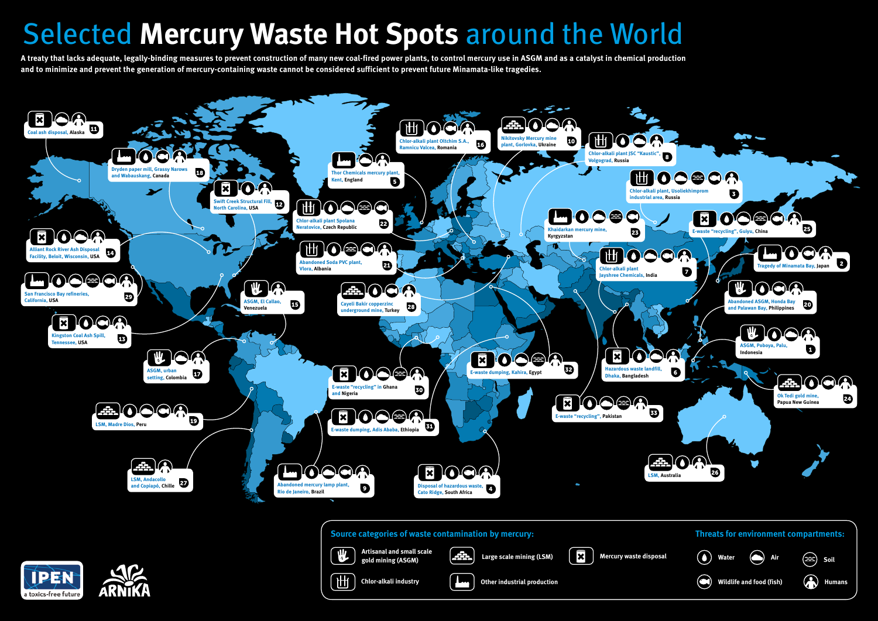# Selected Mercury Waste Hot Spots around the World

A treaty that lacks adequate, legally-binding measures to prevent construction of many new coal-fired power plants, to control mercury use in ASGM and as a catalyst in chemical production and to minimize and prevent the generation of mercury-containing waste cannot be considered sufficient to prevent future Minamata-like tragedies.

1. ASGM, Poboya, Palu, Indonesia
2. Tragedy of Minamata Bay, Japan
3. Chlor-alkali plant, Usoliekhimprom industrial area, Russia
4. Disposal of hazardous waste, Cato Ridge, South Africa
5. Thor Chemicals mercury plant, Kent, England
6. Hazardous waste landfill, Dhaka, Bangladesh
7. Chlor-alkali plant Jayshree Chemicals, India
8. Chlor-alkali plant JSC "Kaustic", Volgograd, Russia
9. Abandoned mercury lamp plant, Rio de Janeiro, Brazil
10. Nikitovsky Mercury mine plant, Gorlovka, Ukraine
11. Coal ash disposal, Alaska
12. Swift Creek Structural Fill, North Carolina, USA
13. Kingston Coal Ash Spill, Tennessee, USA
14. Alliant Rock River Ash Disposal Facility, Beloit, Wisconsin, USA
15. ASGM, El Callao, Venezuela
16. Chlor-alkali plant Oltchim S.A., Ramnicu Valcea, Romania
17. ASGM, urban setting, Colombia
18. Dryden paper mill, Grassy Narrows and Wabauskang, Canada
19. LSM, Madre Dios, Peru
20. Abandoned ASGM, Honda Bay and Palawan Bay, Philippines
21. Abandoned Soda PVC plant, Vlora, Albania
22. Chlor-alkali plant Spolana Neratovice, Czech Republic
23. Khaidarkan mercury mine, Kyrgyzstan
24. Ok Tedi gold mine, Papua New Guinea
25. E-waste "recycling", Guiyu, China
26. LSM, Australia
27. LSM, Andacollo and Copiapó, Chille
28. Cayell Bakir copperzinc underground mine, Turkey
29. San Francisco Bay refineries, California, USA
30. E-waste "recycling" in Ghana and Nigeria
31. E-waste dumping, Adis Ababa, Ethiopia
32. E-waste dumping, Kahira, Egypt
33. E-waste "recycling", Pakistan

**Source categories of waste contamination by mercury:**

- Artisanal and small scale gold mining (ASGM)
- Large scale mining (LSM)
- Mercury waste disposal
- Chlor-alkali industry
- Other industrial production

**Threats for environment compartments:**

- Water
- Air
- Soil
- Wildlife and food (fish)
- Humans

IPEN – a toxics-free future

ARNIKA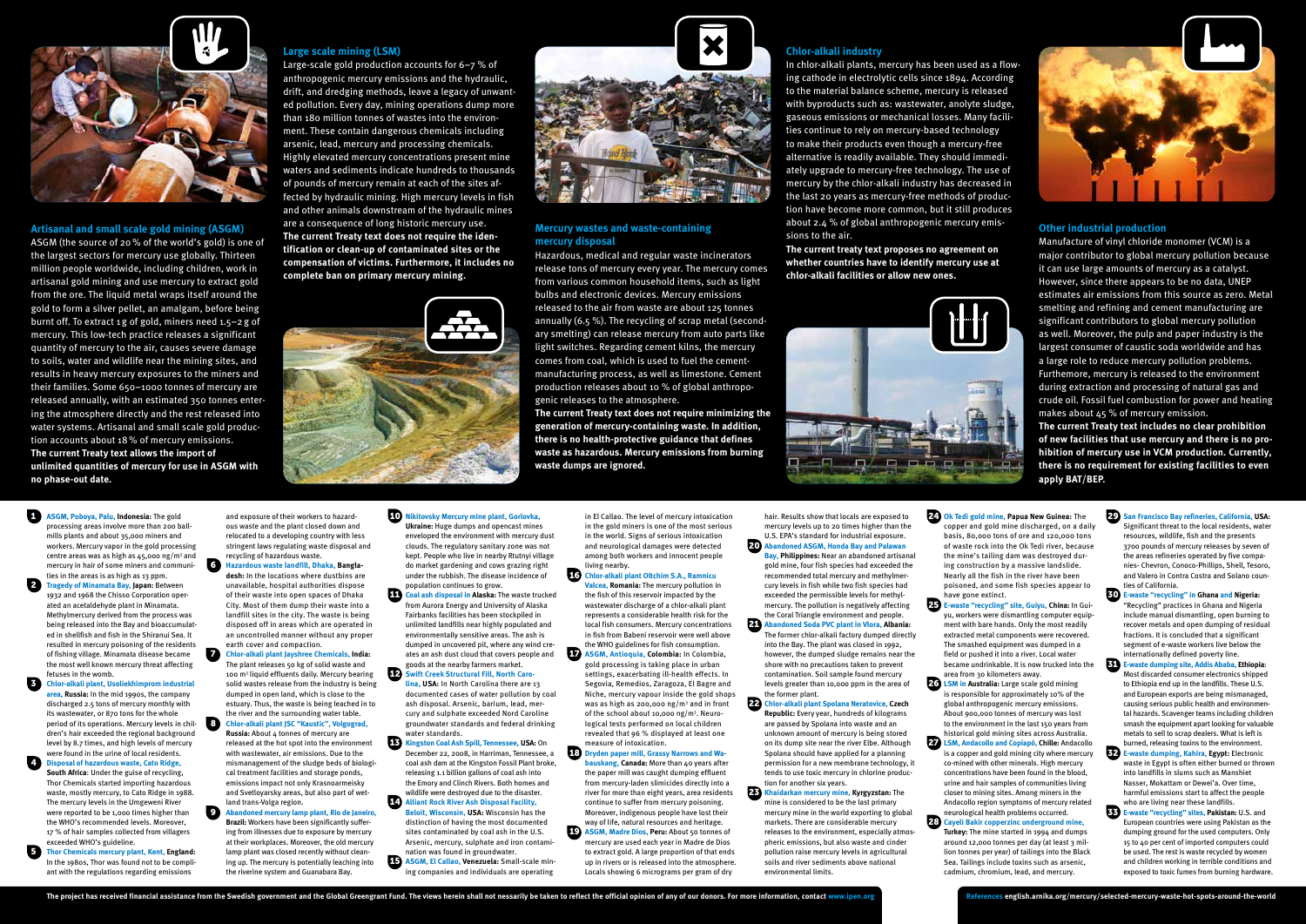## Artisanal and small scale gold mining (ASGM)

ASGM (the source of 20 % of the world's gold) is one of the largest sectors for mercury use globally. Thirteen million people worldwide, including children, work in artisanal gold mining and use mercury to extract gold from the ore. The liquid metal wraps itself around the gold to form a silver pellet, an amalgam, before being burnt off. To extract 1 g of gold, miners need 1.5–2 g of mercury. This low-tech practice releases a significant quantity of mercury to the air, causes severe damage to soils, water and wildlife near the mining sites, and results in heavy mercury exposures to the miners and their families. Some 650–1000 tonnes of mercury are released annually, with an estimated 350 tonnes entering the atmosphere directly and the rest released into water systems. Artisanal and small scale gold production accounts for about 18 % of mercury emissions.

**The current Treaty text allows the import of unlimited quantities of mercury for use in ASGM with no phase-out date.**

## Large scale mining (LSM)

Large-scale gold production accounts for 6–7 % of anthropogenic mercury emissions and the hydraulic, drift, and dredging methods, leave a legacy of unwanted pollution. Every day, mining operations dump more than 180 million tonnes of wastes into the environment. These contain dangerous chemicals including arsenic, lead, mercury and processing chemicals. Highly elevated mercury concentrations present mine waters and sediments indicate hundreds to thousands of pounds of mercury remain at each of the sites affected by hydraulic mining. High mercury levels in fish and other animals downstream of the hydraulic mines are a consequence of long historic mercury use.

**The current Treaty text does not require the identification or clean-up of contaminated sites or the compensation of victims. Furthermore, it includes no complete ban on primary mercury mining.**

## Mercury wastes and waste-containing mercury disposal

Hazardous, medical and regular waste incinerators release tons of mercury every year. The mercury comes from various common household items, such as light bulbs and electronic devices. Mercury emissions released to the air from waste are about 125 tonnes annually (6.5 %). The recycling of scrap metal (secondary smelting) can release mercury from auto parts like light switches. Regarding cement kilns, the mercury comes from coal, which is used to fuel the cement-manufacturing process, as well as limestone. Cement production releases about 10 % of global anthropogenic releases to the atmosphere.

**The current Treaty text does not require minimizing the generation of mercury-containing waste. In addition, there is no health-protective guidance that defines waste as hazardous. Mercury emissions from burning waste dumps are ignored.**

## Chlor-alkali industry

In chlor-alkali plants, mercury has been used as a flowing cathode in electrolytic cells since 1894. According to the material balance scheme, mercury is released with byproducts such as: wastewater, anolyte sludge, gaseous emissions or mechanical losses. Many facilities continue to rely on mercury-based technology to make their products even though a mercury-free alternative is readily available. They should immediately upgrade to mercury-free technology. The use of mercury by the chlor-alkali industry has decreased in the last 20 years as mercury-free methods of production have become more common, but it still produces about 2.4 % of global anthropogenic mercury emissions to the air.

**The current treaty text proposes no agreement on whether countries have to identify mercury use at chlor-alkali facilities or allow new ones.**

## Other industrial production

Manufacture of vinyl chloride monomer (VCM) is a major contributor to global mercury pollution because it can use large amounts of mercury as a catalyst. However, since there appears to be no data, UNEP estimates air emissions from this source as zero. Metal smelting and refining and cement manufacturing are significant contributors to global mercury pollution as well. Moreover, the pulp and paper industry is the largest consumer of caustic soda worldwide and has a large role to reduce mercury pollution problems. Furthermore, mercury is released to the environment during extraction and processing of natural gas and crude oil. Fossil fuel combustion for power and heating makes about 45 % of mercury emission.

**The current Treaty text includes no clear prohibition of new facilities that use mercury and there is no prohibition of mercury use in VCM production. Currently, there is no requirement for existing facilities to even apply BAT/BEP.**

1. **ASGM, Poboya, Palu, Indonesia:** The gold processing areas involve more than 200 ball-mills plants and about 35,000 miners and workers. Mercury vapor in the gold processing centre areas was as high as 45,000 ng/m³ and mercury in hair of some miners and communities in the areas is as high as 13 ppm.
2. **Tragedy of Minamata Bay, Japan:** Between 1932 and 1968 the Chisso Corporation operated an acetaldehyde plant in Minamata. Methylmercury derived from the process was being released into the Bay and bioaccumulated in shellfish and fish in the Shiranui Sea. It resulted in mercury poisoning of the residents of fishing village. Minamata disease became the most well known mercury threat affecting fetuses in the womb.
3. **Chlor-alkali plant, Usoliekhimprom industrial area, Russia:** In the mid 1990s, the company discharged 2.5 tons of mercury monthly with its wastewater, or 870 tons for the whole period of its operations. Mercury levels in children's hair exceeded the regional background level by 8.7 times, and high levels of mercury were found in the urine of local residents.
4. **Disposal of hazardous waste, Cato Ridge, South Africa:** Under the guise of recycling, Thor Chemicals started importing hazardous waste, mostly mercury, to Cato Ridge in 1988. The mercury levels in the Umgeweni River were reported to be 1,000 times higher than the WHO's recommended levels. Moreover, 17 % of hair samples collected from villagers exceeded WHO's guideline.
5. **Thor Chemicals mercury plant, Kent, England:** In the 1980s, Thor was found not to be compliant with the regulations regarding emissions and exposure of their workers to hazardous waste and the plant closed down and relocated to a developing country with less stringent laws regulating waste disposal and recycling of hazardous waste.
6. **Hazardous waste landfill, Dhaka, Bangladesh:** In the locations where dustbins are unavailable, hospital authorities dispose of their waste into open spaces of Dhaka City. Most of them dump their waste into a landfill sites in the city. The waste is being disposed off in areas which are operated in an uncontrolled manner without any proper earth cover and compaction.
7. **Chlor-alkali plant Jayshree Chemicals, India:** The plant releases 50 kg of solid waste and 100 m³ liquid effluents daily. Mercury bearing solid waste release from the industry is being dumped in open land, which is close to the estuary. Thus, the waste is being leached in to the river and the surrounding water table.
8. **Chlor-alkali plant JSC "Kaustic", Volgograd, Russia:** About 4 tonnes of mercury are released at the hot spot into the environment with wastewater, air emissions. Due to the mismanagement of the sludge beds of biological treatment facilities and storage ponds, emissions impact not only Krasnoarmeisky and Svetloyarsky areas, but also part of wetland trans-Volga region.
9. **Abandoned mercury lamp plant, Rio de Janeiro, Brazil:** Workers have been significantly suffering from illnesses due to exposure by mercury at their workplaces. Moreover, the old mercury lamp plant was closed recently without cleaning up. The mercury is potentially leaching into the riverine system and Guanabara Bay.
10. **Nikitovsky Mercury mine plant, Gorlovka, Ukraine:** Huge dumps and opencast mines enveloped the environment with mercury dust clouds. The regulatory sanitary zone was not kept. People who live in nearby Rtutnyi village do market gardening and cows grazing right under the rubbish. The disease incidence of population continues to grow.
11. **Coal ash disposal in Alaska:** The waste trucked from Aurora Energy and University of Alaska Fairbanks facilities has been stockpiled in unlimited landfills near highly populated and environmentally sensitive areas. The ash is dumped in uncovered pit, where any wind creates an ash dust cloud that covers people and goods at the nearby farmers market.
12. **Swift Creek Structural Fill, North Carolina, USA:** In North Carolina there are 13 documented cases of water pollution by coal ash disposal. Arsenic, barium, lead, mercury and sulphate exceeded Nord Caroline groundwater standards and federal drinking water standards.
13. **Kingston Coal Ash Spill, Tennessee, USA:** On December 22, 2008, in Harriman, Tennessee, a coal ash dam at the Kingston Fossil Plant broke, releasing 1.1 billion gallons of coal ash into the Emory and Clinch Rivers. Both homes and wildlife were destroyed due to the disaster.
14. **Alliant Rock River Ash Disposal Facility, Beloit, Wisconsin, USA:** Wisconsin has the distinction of having the most documented sites contaminated by coal ash in the U.S. Arsenic, mercury, sulphate and iron contamination was found in groundwater.
15. **ASGM, El Callao, Venezuela:** Small-scale mining companies and individuals are operating in El Callao. The level of mercury intoxication in the gold miners is one of the most serious in the world. Signs of serious intoxication and neurological damages were detected among both workers and innocent people living nearby.
16. **Chlor-alkali plant Oltchim S.A., Ramnicu Valcea, Romania:** The mercury pollution in the fish of this reservoir impacted by the wastewater discharge of a chlor-alkali plant represents a considerable health risk for the local fish consumers. Mercury concentrations in fish from Babeni reservoir were well above the WHO guidelines for fish consumption.
17. **ASGM, Antioquia, Colombia:** In Colombia, gold processing is taking place in urban settings, exacerbating ill-health effects. In Segovia, Remedios, Zaragoza, El Bagre and Niche, mercury vapour inside the gold shops was as high as 200,000 ng/m³ and in front of the school about 10,000 ng/m³. Neurological tests performed on local children revealed that 96 % displayed at least one measure of intoxication.
18. **Dryden paper mill, Grassy Narrows and Wabauskang, Canada:** More than 40 years after the paper mill was caught dumping effluent from mercury-laden slimicides directly into a river for more than eight years, area residents continue to suffer from mercury poisoning. Moreover, indigenous people have lost their way of life, natural resources and heritage.
19. **ASGM, Madre Dios, Peru:** About 50 tonnes of mercury are used each year in Madre de Dios to extract gold. A large proportion of that ends up in rivers or is released into the atmosphere. Locals showing 6 micrograms per gram of dry hair. Results show that locals are exposed to mercury levels up to 20 times higher than the U.S. EPA's standard for industrial exposure.
20. **Abandoned ASGM, Honda Bay and Palawan Bay, Philippines:** Near an abandoned artisanal gold mine, four fish species had exceeded the recommended total mercury and methylmercury levels in fish while two fish species had exceeded the permissible levels for methylmercury. The pollution is negatively affecting the Coral Triangle environment and people.
21. **Abandoned Soda PVC plant in Vlora, Albania:** The former chlor-alkali factory dumped directly into the Bay. The plant was closed in 1992, however, the dumped sludge remains near the shore with no precautions taken to prevent contamination. Soil sample found mercury levels greater than 10,000 ppm in the area of the former plant.
22. **Chlor-alkali plant Spolana Neratovice, Czech Republic:** Every year, hundreds of kilograms are passed by Spolana into waste and an unknown amount of mercury is being stored on its dump site near the river Elbe. Although Spolana should have applied for a planning permission for a new membrane technology, it tends to use toxic mercury in chlorine production for another six years.
23. **Khaidarkan mercury mine, Kyrgyzstan:** The mine is considered to be the last primary mercury mine in the world exporting to global markets. There are considerable mercury releases to the environment, especially atmospheric emissions, but also waste and cinder pollution raise mercury levels in agricultural soils and river sediments above national environmental limits.
24. **Ok Tedi gold mine, Papua New Guinea:** The copper and gold mine discharged, on a daily basis, 80,000 tons of ore and 120,000 tons of waste rock into the Ok Tedi river, because the mine's tailing dam was destroyed during construction by a massive landslide. Nearly all the fish in the river have been poisoned, and some fish species appear to have gone extinct.
25. **E-waste "recycling" site, Guiyu, China:** In Guiyu, workers were dismantling computer equipment with bare hands. Only the most readily extracted metal components were recovered. The smashed equipment was dumped in a field or pushed it into a river. Local water became undrinkable. It is now trucked into the area from 30 kilometers away.
26. **LSM in Australia:** Large scale gold mining is responsible for approximately 10% of the global anthropogenic mercury emissions. About 900,000 tonnes of mercury was lost to the environment in the last 150 years from historical gold mining sites across Australia.
27. **LSM, Andacollo and Copiapó, Chille:** Andacollo is a copper and gold mining city where mercury co-mined with other minerals. High mercury concentrations have been found in the blood, urine and hair samples of communities living closer to mining sites. Among miners in the Andacollo region symptoms of mercury related neurological health problems occurred.
28. **Cayeli Bakir coppercinc underground mine, Turkey:** The mine started in 1994 and dumps around 12,000 tonnes per day (at least 3 million tonnes per year) of tailings into the Black Sea. Tailings include toxins such as arsenic, cadmium, chromium, lead, and mercury.
29. **San Francisco Bay refineries, California, USA:** Significant threat to the local residents, water resources, wildlife, fish and the presents 3700 pounds of mercury releases by seven of the areas refineries operated by five companies- Chevron, Conoco-Phillips, Shell, Tesoro, and Valero in Contra Costra and Solano counties of California.
30. **E-waste "recycling" in Ghana and Nigeria:** "Recycling" practices in Ghana and Nigeria include manual dismantling, open burning to recover metals and open dumping of residual fractions. It is concluded that a significant segment of e-waste workers live below the internationally defined poverty line.
31. **E-waste dumping site, Addis Ababa, Ethiopia:** Most discarded consumer electronics shipped to Ethiopia end up in the landfills. These U.S. and European exports are being mismanaged, causing serious public health and environmental hazards. Scavenger teams including children smash the equipment apart looking for valuable metals to sell to scrap dealers. What is left is burned, releasing toxins to the environment.
32. **E-waste dumping, Kahira, Egypt:** Electronic waste in Egypt is often either burned or thrown into landfills in slums such as Manshiet Nasser, Mokattam or Dewei'a. Over time, harmful emissions start to affect the people who are living near these landfills.
33. **E-waste "recycling" sites, Pakistan:** U.S. and European countries were using Pakistan as the dumping ground for the used computers. Only 15 to 40 per cent of imported computers could be used. The rest is waste recycled by women and children working in terrible conditions and exposed to toxic fumes from burning hardware.

The project has received financial assistance from the Swedish government and the Global Greengrant Fund. The views herein shall not nessarily be taken to reflect the official opinion of any of our donors. For more information, contact www.ipen.org

References english.arnika.org/mercury/selected-mercury-waste-hot-spots-around-the-world